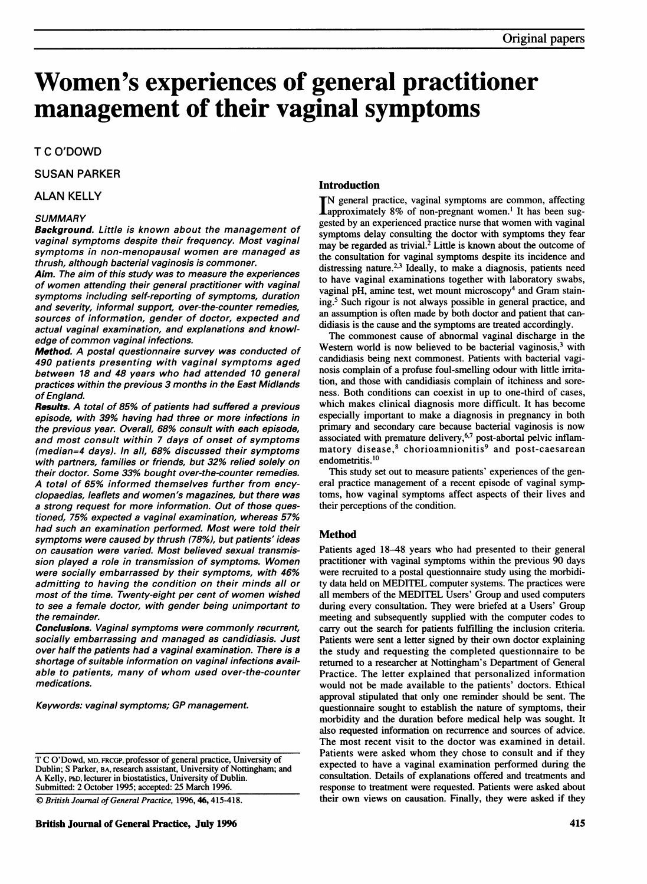# Women's experiences of general practitioner management of their vaginal symptoms

T C O'DOWD

SUSAN PARKER

ALAN KELLY

*SUMMARY*

***Background.*** *Little is known about the management of vaginal symptoms despite their frequency. Most vaginal symptoms in non-menopausal women are managed as thrush, although bacterial vaginosis is commoner.*

***Aim.*** *The aim of this study was to measure the experiences of women attending their general practitioner with vaginal symptoms including self-reporting of symptoms, duration and severity, informal support, over-the-counter remedies, sources of information, gender of doctor, expected and actual vaginal examination, and explanations and knowledge of common vaginal infections.*

***Method.*** *A postal questionnaire survey was conducted of 490 patients presenting with vaginal symptoms aged between 18 and 48 years who had attended 10 general practices within the previous 3 months in the East Midlands of England.*

***Results.*** *A total of 85% of patients had suffered a previous episode, with 39% having had three or more infections in the previous year. Overall, 68% consult with each episode, and most consult within 7 days of onset of symptoms (median=4 days). In all, 68% discussed their symptoms with partners, families or friends, but 32% relied solely on their doctor. Some 33% bought over-the-counter remedies. A total of 65% informed themselves further from encyclopaedias, leaflets and women's magazines, but there was a strong request for more information. Out of those questioned, 75% expected a vaginal examination, whereas 57% had such an examination performed. Most were told their symptoms were caused by thrush (78%), but patients' ideas on causation were varied. Most believed sexual transmission played a role in transmission of symptoms. Women were socially embarrassed by their symptoms, with 46% admitting to having the condition on their minds all or most of the time. Twenty-eight per cent of women wished to see a female doctor, with gender being unimportant to the remainder.*

***Conclusions.*** *Vaginal symptoms were commonly recurrent, socially embarrassing and managed as candidiasis. Just over half the patients had a vaginal examination. There is a shortage of suitable information on vaginal infections available to patients, many of whom used over-the-counter medications.*

*Keywords: vaginal symptoms; GP management.*

T C O'Dowd, MD, FRCGP, professor of general practice, University of Dublin; S Parker, BA, research assistant, University of Nottingham; and A Kelly, PhD, lecturer in biostatistics, University of Dublin.
Submitted: 2 October 1995; accepted: 25 March 1996.

© *British Journal of General Practice*, 1996, **46**, 415-418.

## Introduction

In general practice, vaginal symptoms are common, affecting approximately 8% of non-pregnant women.[1] It has been suggested by an experienced practice nurse that women with vaginal symptoms delay consulting the doctor with symptoms they fear may be regarded as trivial.[2] Little is known about the outcome of the consultation for vaginal symptoms despite its incidence and distressing nature.[2,3] Ideally, to make a diagnosis, patients need to have vaginal examinations together with laboratory swabs, vaginal pH, amine test, wet mount microscopy[4] and Gram staining.[5] Such rigour is not always possible in general practice, and an assumption is often made by both doctor and patient that candidiasis is the cause and the symptoms are treated accordingly.

The commonest cause of abnormal vaginal discharge in the Western world is now believed to be bacterial vaginosis,[3] with candidiasis being next commonest. Patients with bacterial vaginosis complain of a profuse foul-smelling odour with little irritation, and those with candidiasis complain of itchiness and soreness. Both conditions can coexist in up to one-third of cases, which makes clinical diagnosis more difficult. It has become especially important to make a diagnosis in pregnancy in both primary and secondary care because bacterial vaginosis is now associated with premature delivery,[6,7] post-abortal pelvic inflammatory disease,[8] chorioamnionitis[9] and post-caesarean endometritis.[10]

This study set out to measure patients' experiences of the general practice management of a recent episode of vaginal symptoms, how vaginal symptoms affect aspects of their lives and their perceptions of the condition.

## Method

Patients aged 18–48 years who had presented to their general practitioner with vaginal symptoms within the previous 90 days were recruited to a postal questionnaire study using the morbidity data held on MEDITEL computer systems. The practices were all members of the MEDITEL Users' Group and used computers during every consultation. They were briefed at a Users' Group meeting and subsequently supplied with the computer codes to carry out the search for patients fulfilling the inclusion criteria. Patients were sent a letter signed by their own doctor explaining the study and requesting the completed questionnaire to be returned to a researcher at Nottingham's Department of General Practice. The letter explained that personalized information would not be made available to the patients' doctors. Ethical approval stipulated that only one reminder should be sent. The questionnaire sought to establish the nature of symptoms, their morbidity and the duration before medical help was sought. It also requested information on recurrence and sources of advice. The most recent visit to the doctor was examined in detail. Patients were asked whom they chose to consult and if they expected to have a vaginal examination performed during the consultation. Details of explanations offered and treatments and response to treatment were requested. Patients were asked about their own views on causation. Finally, they were asked if they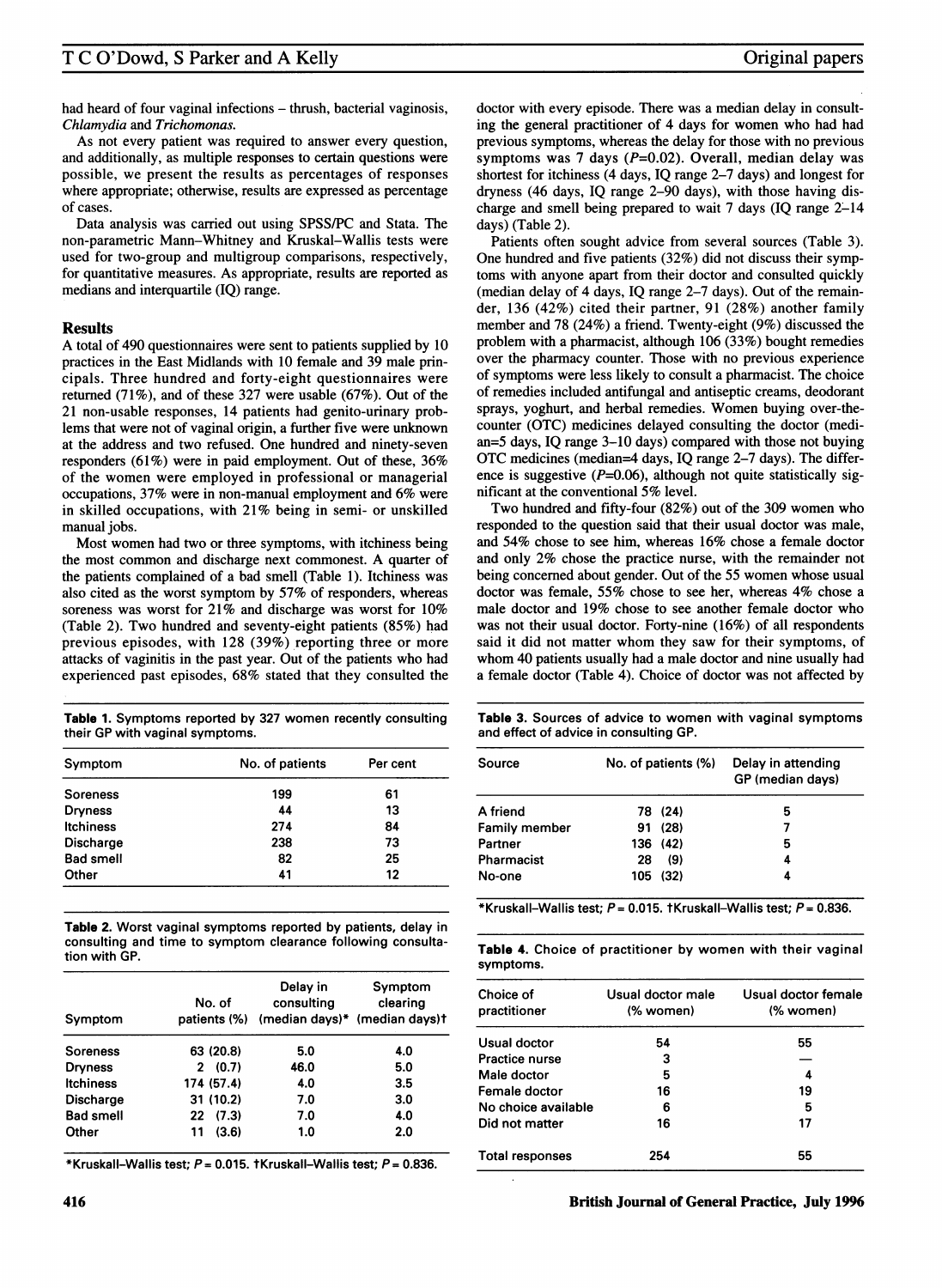had heard of four vaginal infections – thrush, bacterial vaginosis, *Chlamydia* and *Trichomonas*.

As not every patient was required to answer every question, and additionally, as multiple responses to certain questions were possible, we present the results as percentages of responses where appropriate; otherwise, results are expressed as percentage of cases.

Data analysis was carried out using SPSS/PC and Stata. The non-parametric Mann–Whitney and Kruskal–Wallis tests were used for two-group and multigroup comparisons, respectively, for quantitative measures. As appropriate, results are reported as medians and interquartile (IQ) range.

## Results

A total of 490 questionnaires were sent to patients supplied by 10 practices in the East Midlands with 10 female and 39 male principals. Three hundred and forty-eight questionnaires were returned (71%), and of these 327 were usable (67%). Out of the 21 non-usable responses, 14 patients had genito-urinary problems that were not of vaginal origin, a further five were unknown at the address and two refused. One hundred and ninety-seven responders (61%) were in paid employment. Out of these, 36% of the women were employed in professional or managerial occupations, 37% were in non-manual employment and 6% were in skilled occupations, with 21% being in semi- or unskilled manual jobs.

Most women had two or three symptoms, with itchiness being the most common and discharge next commonest. A quarter of the patients complained of a bad smell (Table 1). Itchiness was also cited as the worst symptom by 57% of responders, whereas soreness was worst for 21% and discharge was worst for 10% (Table 2). Two hundred and seventy-eight patients (85%) had previous episodes, with 128 (39%) reporting three or more attacks of vaginitis in the past year. Out of the patients who had experienced past episodes, 68% stated that they consulted the doctor with every episode. There was a median delay in consulting the general practitioner of 4 days for women who had had previous symptoms, whereas the delay for those with no previous symptoms was 7 days ($P$=0.02). Overall, median delay was shortest for itchiness (4 days, IQ range 2–7 days) and longest for dryness (46 days, IQ range 2–90 days), with those having discharge and smell being prepared to wait 7 days (IQ range 2–14 days) (Table 2).

Patients often sought advice from several sources (Table 3). One hundred and five patients (32%) did not discuss their symptoms with anyone apart from their doctor and consulted quickly (median delay of 4 days, IQ range 2–7 days). Out of the remainder, 136 (42%) cited their partner, 91 (28%) another family member and 78 (24%) a friend. Twenty-eight (9%) discussed the problem with a pharmacist, although 106 (33%) bought remedies over the pharmacy counter. Those with no previous experience of symptoms were less likely to consult a pharmacist. The choice of remedies included antifungal and antiseptic creams, deodorant sprays, yoghurt, and herbal remedies. Women buying over-the-counter (OTC) medicines delayed consulting the doctor (median=5 days, IQ range 3–10 days) compared with those not buying OTC medicines (median=4 days, IQ range 2–7 days). The difference is suggestive ($P$=0.06), although not quite statistically significant at the conventional 5% level.

Two hundred and fifty-four (82%) out of the 309 women who responded to the question said that their usual doctor was male, and 54% chose to see him, whereas 16% chose a female doctor and only 2% chose the practice nurse, with the remainder not being concerned about gender. Out of the 55 women whose usual doctor was female, 55% chose to see her, whereas 4% chose a male doctor and 19% chose to see another female doctor who was not their usual doctor. Forty-nine (16%) of all respondents said it did not matter whom they saw for their symptoms, of whom 40 patients usually had a male doctor and nine usually had a female doctor (Table 4). Choice of doctor was not affected by

**Table 1.** Symptoms reported by 327 women recently consulting their GP with vaginal symptoms.

| Symptom | No. of patients | Per cent |
|---|---|---|
| Soreness | 199 | 61 |
| Dryness | 44 | 13 |
| Itchiness | 274 | 84 |
| Discharge | 238 | 73 |
| Bad smell | 82 | 25 |
| Other | 41 | 12 |

**Table 2.** Worst vaginal symptoms reported by patients, delay in consulting and time to symptom clearance following consultation with GP.

| Symptom | No. of patients (%) | Delay in consulting (median days)* | Symptom clearing (median days)† |
|---|---|---|---|
| Soreness | 63 (20.8) | 5.0 | 4.0 |
| Dryness | 2 (0.7) | 46.0 | 5.0 |
| Itchiness | 174 (57.4) | 4.0 | 3.5 |
| Discharge | 31 (10.2) | 7.0 | 3.0 |
| Bad smell | 22 (7.3) | 7.0 | 4.0 |
| Other | 11 (3.6) | 1.0 | 2.0 |

*Kruskall–Wallis test; $P$ = 0.015. †Kruskall–Wallis test; $P$ = 0.836.

**Table 3.** Sources of advice to women with vaginal symptoms and effect of advice in consulting GP.

| Source | No. of patients (%) | Delay in attending GP (median days) |
|---|---|---|
| A friend | 78 (24) | 5 |
| Family member | 91 (28) | 7 |
| Partner | 136 (42) | 5 |
| Pharmacist | 28 (9) | 4 |
| No-one | 105 (32) | 4 |

*Kruskall–Wallis test; $P$ = 0.015. †Kruskall–Wallis test; $P$ = 0.836.

**Table 4.** Choice of practitioner by women with their vaginal symptoms.

| Choice of practitioner | Usual doctor male (% women) | Usual doctor female (% women) |
|---|---|---|
| Usual doctor | 54 | 55 |
| Practice nurse | 3 | — |
| Male doctor | 5 | 4 |
| Female doctor | 16 | 19 |
| No choice available | 6 | 5 |
| Did not matter | 16 | 17 |
| Total responses | 254 | 55 |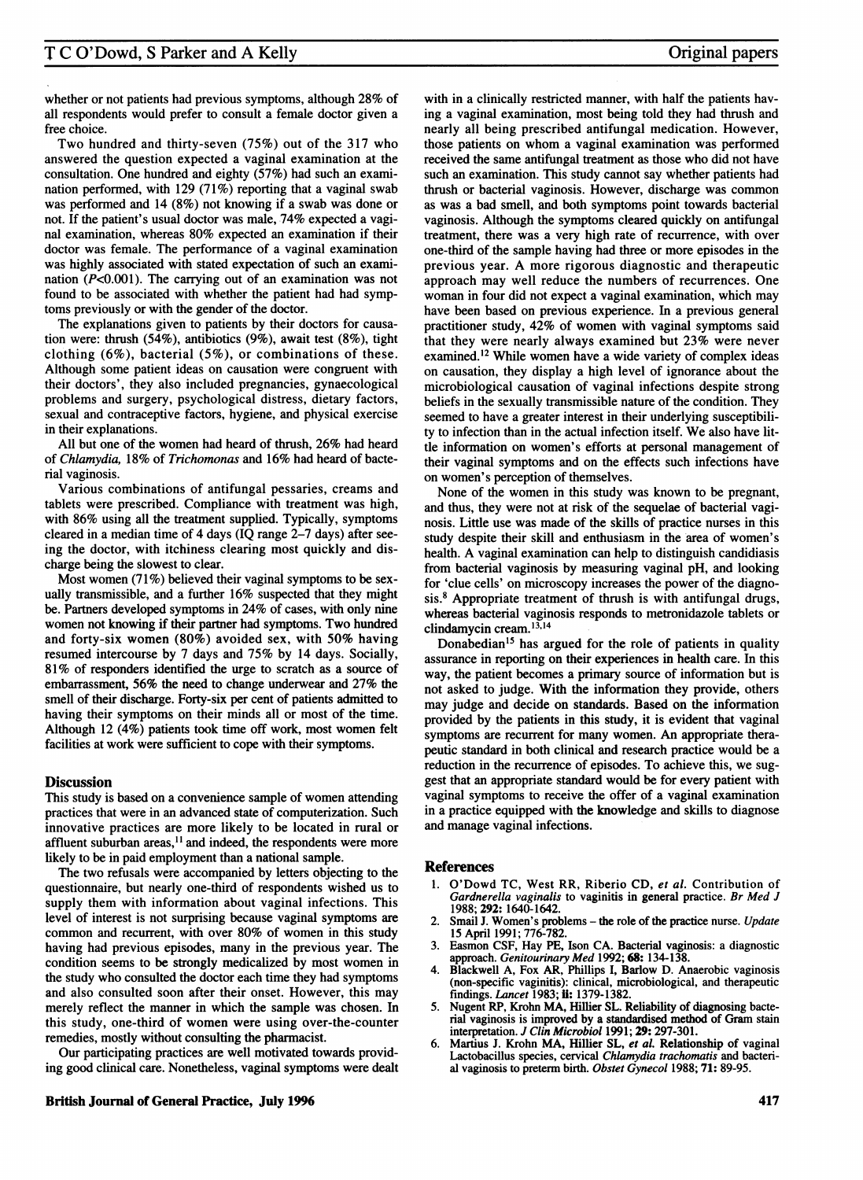whether or not patients had previous symptoms, although 28% of all respondents would prefer to consult a female doctor given a free choice.

Two hundred and thirty-seven (75%) out of the 317 who answered the question expected a vaginal examination at the consultation. One hundred and eighty (57%) had such an examination performed, with 129 (71%) reporting that a vaginal swab was performed and 14 (8%) not knowing if a swab was done or not. If the patient's usual doctor was male, 74% expected a vaginal examination, whereas 80% expected an examination if their doctor was female. The performance of a vaginal examination was highly associated with stated expectation of such an examination ($P<0.001$). The carrying out of an examination was not found to be associated with whether the patient had had symptoms previously or with the gender of the doctor.

The explanations given to patients by their doctors for causation were: thrush (54%), antibiotics (9%), await test (8%), tight clothing (6%), bacterial (5%), or combinations of these. Although some patient ideas on causation were congruent with their doctors', they also included pregnancies, gynaecological problems and surgery, psychological distress, dietary factors, sexual and contraceptive factors, hygiene, and physical exercise in their explanations.

All but one of the women had heard of thrush, 26% had heard of *Chlamydia*, 18% of *Trichomonas* and 16% had heard of bacterial vaginosis.

Various combinations of antifungal pessaries, creams and tablets were prescribed. Compliance with treatment was high, with 86% using all the treatment supplied. Typically, symptoms cleared in a median time of 4 days (IQ range 2–7 days) after seeing the doctor, with itchiness clearing most quickly and discharge being the slowest to clear.

Most women (71%) believed their vaginal symptoms to be sexually transmissible, and a further 16% suspected that they might be. Partners developed symptoms in 24% of cases, with only nine women not knowing if their partner had symptoms. Two hundred and forty-six women (80%) avoided sex, with 50% having resumed intercourse by 7 days and 75% by 14 days. Socially, 81% of responders identified the urge to scratch as a source of embarrassment, 56% the need to change underwear and 27% the smell of their discharge. Forty-six per cent of patients admitted to having their symptoms on their minds all or most of the time. Although 12 (4%) patients took time off work, most women felt facilities at work were sufficient to cope with their symptoms.

## Discussion

This study is based on a convenience sample of women attending practices that were in an advanced state of computerization. Such innovative practices are more likely to be located in rural or affluent suburban areas,[11] and indeed, the respondents were more likely to be in paid employment than a national sample.

The two refusals were accompanied by letters objecting to the questionnaire, but nearly one-third of respondents wished us to supply them with information about vaginal infections. This level of interest is not surprising because vaginal symptoms are common and recurrent, with over 80% of women in this study having had previous episodes, many in the previous year. The condition seems to be strongly medicalized by most women in the study who consulted the doctor each time they had symptoms and also consulted soon after their onset. However, this may merely reflect the manner in which the sample was chosen. In this study, one-third of women were using over-the-counter remedies, mostly without consulting the pharmacist.

Our participating practices are well motivated towards providing good clinical care. Nonetheless, vaginal symptoms were dealt with in a clinically restricted manner, with half the patients having a vaginal examination, most being told they had thrush and nearly all being prescribed antifungal medication. However, those patients on whom a vaginal examination was performed received the same antifungal treatment as those who did not have such an examination. This study cannot say whether patients had thrush or bacterial vaginosis. However, discharge was common as was a bad smell, and both symptoms point towards bacterial vaginosis. Although the symptoms cleared quickly on antifungal treatment, there was a very high rate of recurrence, with over one-third of the sample having had three or more episodes in the previous year. A more rigorous diagnostic and therapeutic approach may well reduce the numbers of recurrences. One woman in four did not expect a vaginal examination, which may have been based on previous experience. In a previous general practitioner study, 42% of women with vaginal symptoms said that they were nearly always examined but 23% were never examined.[12] While women have a wide variety of complex ideas on causation, they display a high level of ignorance about the microbiological causation of vaginal infections despite strong beliefs in the sexually transmissible nature of the condition. They seemed to have a greater interest in their underlying susceptibility to infection than in the actual infection itself. We also have little information on women's efforts at personal management of their vaginal symptoms and on the effects such infections have on women's perception of themselves.

None of the women in this study was known to be pregnant, and thus, they were not at risk of the sequelae of bacterial vaginosis. Little use was made of the skills of practice nurses in this study despite their skill and enthusiasm in the area of women's health. A vaginal examination can help to distinguish candidiasis from bacterial vaginosis by measuring vaginal pH, and looking for 'clue cells' on microscopy increases the power of the diagnosis.[8] Appropriate treatment of thrush is with antifungal drugs, whereas bacterial vaginosis responds to metronidazole tablets or clindamycin cream.[13,14]

Donabedian[15] has argued for the role of patients in quality assurance in reporting on their experiences in health care. In this way, the patient becomes a primary source of information but is not asked to judge. With the information they provide, others may judge and decide on standards. Based on the information provided by the patients in this study, it is evident that vaginal symptoms are recurrent for many women. An appropriate therapeutic standard in both clinical and research practice would be a reduction in the recurrence of episodes. To achieve this, we suggest that an appropriate standard would be for every patient with vaginal symptoms to receive the offer of a vaginal examination in a practice equipped with the knowledge and skills to diagnose and manage vaginal infections.

## References

1. O'Dowd TC, West RR, Riberio CD, *et al.* Contribution of *Gardnerella vaginalis* to vaginitis in general practice. *Br Med J* 1988; **292:** 1640-1642.
2. Smail J. Women's problems – the role of the practice nurse. *Update* 15 April 1991; 776-782.
3. Easmon CSF, Hay PE, Ison CA. Bacterial vaginosis: a diagnostic approach. *Genitourinary Med* 1992; **68:** 134-138.
4. Blackwell A, Fox AR, Phillips I, Barlow D. Anaerobic vaginosis (non-specific vaginitis): clinical, microbiological, and therapeutic findings. *Lancet* 1983; **ii:** 1379-1382.
5. Nugent RP, Krohn MA, Hillier SL. Reliability of diagnosing bacterial vaginosis is improved by a standardised method of Gram stain interpretation. *J Clin Microbiol* 1991; **29:** 297-301.
6. Martius J. Krohn MA, Hillier SL, *et al.* Relationship of vaginal Lactobacillus species, cervical *Chlamydia trachomatis* and bacterial vaginosis to preterm birth. *Obstet Gynecol* 1988; **71:** 89-95.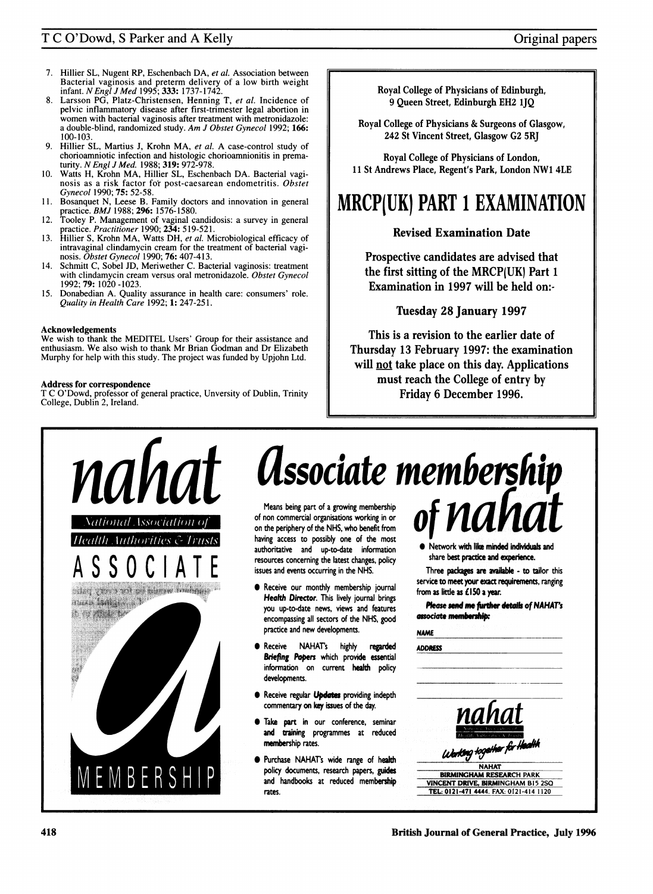7. Hillier SL, Nugent RP, Eschenbach DA, *et al.* Association between Bacterial vaginosis and preterm delivery of a low birth weight infant. *N Engl J Med* 1995; **333:** 1737-1742.
8. Larsson PG, Platz-Christensen, Henning T, *et al.* Incidence of pelvic inflammatory disease after first-trimester legal abortion in women with bacterial vaginosis after treatment with metronidazole: a double-blind, randomized study. *Am J Obstet Gynecol* 1992; **166:** 100-103.
9. Hillier SL, Martius J, Krohn MA, *et al.* A case-control study of chorioamniotic infection and histologic chorioamnionitis in prematurity. *N Engl J Med.* 1988; **319:** 972-978.
10. Watts H, Krohn MA, Hillier SL, Eschenbach DA. Bacterial vaginosis as a risk factor for post-caesarean endometritis. *Obstet Gynecol* 1990; **75:** 52-58.
11. Bosanquet N, Leese B. Family doctors and innovation in general practice. *BMJ* 1988; **296:** 1576-1580.
12. Tooley P. Management of vaginal candidosis: a survey in general practice. *Practitioner* 1990; **234:** 519-521.
13. Hillier S, Krohn MA, Watts DH, *et al.* Microbiological efficacy of intravaginal clindamycin cream for the treatment of bacterial vaginosis. *Obstet Gynecol* 1990; **76:** 407-413.
14. Schmitt C, Sobel JD, Meriwether C. Bacterial vaginosis: treatment with clindamycin cream versus oral metronidazole. *Obstet Gynecol* 1992; **79:** 1020 -1023.
15. Donabedian A. Quality assurance in health care: consumers' role. *Quality in Health Care* 1992; **1:** 247-251.

### Acknowledgements

We wish to thank the MEDITEL Users' Group for their assistance and enthusiasm. We also wish to thank Mr Brian Godman and Dr Elizabeth Murphy for help with this study. The project was funded by Upjohn Ltd.

### Address for correspondence

T C O'Dowd, professor of general practice, Unversity of Dublin, Trinity College, Dublin 2, Ireland.

---

**Royal College of Physicians of Edinburgh,**
**9 Queen Street, Edinburgh EH2 1JQ**

**Royal College of Physicians & Surgeons of Glasgow,**
**242 St Vincent Street, Glasgow G2 5RJ**

**Royal College of Physicians of London,**
**11 St Andrews Place, Regent's Park, London NW1 4LE**

# MRCP(UK) PART 1 EXAMINATION

**Revised Examination Date**

**Prospective candidates are advised that the first sitting of the MRCP(UK) Part 1 Examination in 1997 will be held on:-**

**Tuesday 28 January 1997**

**This is a revision to the earlier date of Thursday 13 February 1997: the examination will not take place on this day. Applications must reach the College of entry by Friday 6 December 1996.**

---

# nahat

National Association of Health Authorities & Trusts

ASSOCIATE

MEMBERSHIP

# Associate membership of nahat

Means being part of a growing membership of non commercial organisations working in or on the periphery of the NHS, who benefit from having access to possibly one of the most authoritative and up-to-date information resources concerning the latest changes, policy issues and events occurring in the NHS.

- Receive our monthly membership journal ***Health Director***. This lively journal brings you up-to-date news, views and features encompassing all sectors of the NHS, good practice and new developments.
- Receive NAHAT's highly regarded ***Briefing Papers*** which provide essential information on current health policy developments.
- Receive regular ***Updates*** providing indepth commentary on key issues of the day.
- Take part in our conference, seminar and training programmes at reduced membership rates.
- Purchase NAHAT's wide range of health policy documents, research papers, guides and handbooks at reduced membership rates.
- Network with like minded individuals and share best practice and experience.

Three packages are available - to tailor this service to meet your exact requirements, ranging from as little as £150 a year.

***Please send me further details of NAHAT's associate membership:***

NAME

ADDRESS

nahat

*Working together for Health*

NAHAT
BIRMINGHAM RESEARCH PARK
VINCENT DRIVE, BIRMINGHAM B15 2SQ
TEL: 0121-471 4444. FAX: 0121-414 1120